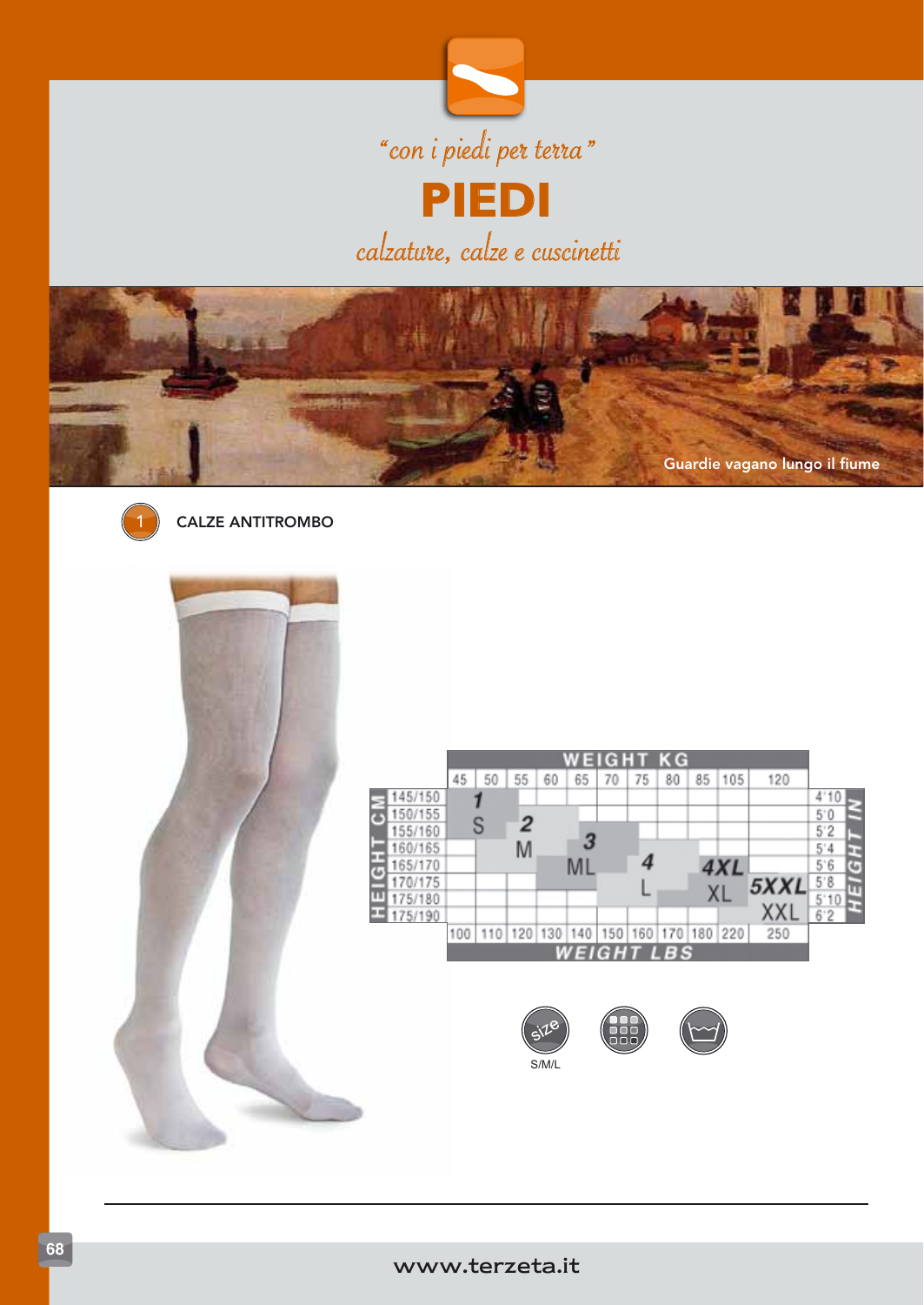*"con i piedi per terra"*

# PIEDI

*calzature, calze e cuscinetti*

Guardie vagano lungo il fiume

## 1 CALZE ANTITROMBO

| HEIGHT CM | 45 | 50 | 55 | 60 | 65 | 70 | 75 | 80 | 85 | 105 | 120 | HEIGHT IN |
|---|---|---|---|---|---|---|---|---|---|---|---|---|
| 145/150 | 1 | | | | | | | | | | | 4'10 |
| 150/155 | S | | 2 | | | | | | | | | 5'0 |
| 155/160 | | | M | | 3 | | | | | | | 5'2 |
| 160/165 | | | | | ML | | 4 | | | | | 5'4 |
| 165/170 | | | | | | | L | | 4XL | | | 5'6 |
| 170/175 | | | | | | | | | XL | | 5XXL | 5'8 |
| 175/180 | | | | | | | | | | | XXL | 5'10 |
| 175/190 | | | | | | | | | | | | 6'2 |
| WEIGHT LBS | 100 | 110 | 120 | 130 | 140 | 150 | 160 | 170 | 180 | 220 | 250 | |

size S/M/L

www.terzeta.it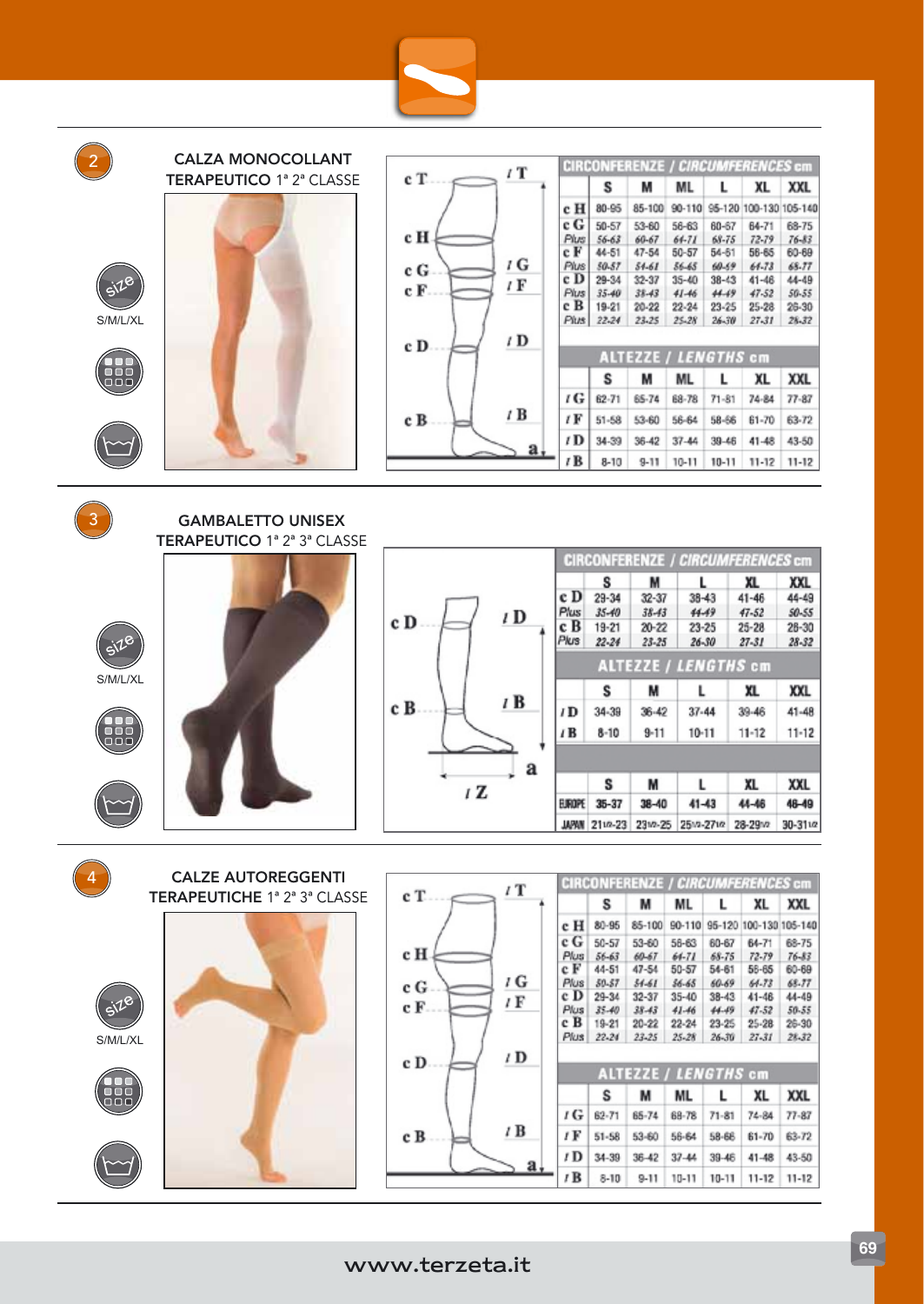## 2

### CALZA MONOCOLLANT TERAPEUTICO 1ª 2ª CLASSE

size S/M/L/XL

| CIRCONFERENZE / *CIRCUMFERENCES* cm | S | M | ML | L | XL | XXL |
|---|---|---|---|---|---|---|
| c H | 80-95 | 85-100 | 90-110 | 95-120 | 100-130 | 105-140 |
| c G | 50-57 | 53-60 | 56-63 | 60-67 | 64-71 | 68-75 |
| *Plus* | *56-63* | *60-67* | *64-71* | *68-75* | *72-79* | *76-83* |
| c F | 44-51 | 47-54 | 50-57 | 54-61 | 58-65 | 60-69 |
| *Plus* | *50-57* | *54-61* | *56-65* | *60-69* | *64-73* | *68-77* |
| c D | 29-34 | 32-37 | 35-40 | 38-43 | 41-46 | 44-49 |
| *Plus* | *35-40* | *38-43* | *41-46* | *44-49* | *47-52* | *50-55* |
| c B | 19-21 | 20-22 | 22-24 | 23-25 | 25-28 | 26-30 |
| *Plus* | *22-24* | *23-25* | *25-28* | *26-30* | *27-31* | *28-32* |

| ALTEZZE / *LENGTHS* cm | S | M | ML | L | XL | XXL |
|---|---|---|---|---|---|---|
| l G | 62-71 | 65-74 | 68-78 | 71-81 | 74-84 | 77-87 |
| l F | 51-58 | 53-60 | 56-64 | 58-66 | 61-70 | 63-72 |
| l D | 34-39 | 36-42 | 37-44 | 39-46 | 41-48 | 43-50 |
| l B | 8-10 | 9-11 | 10-11 | 10-11 | 11-12 | 11-12 |

## 3

### GAMBALETTO UNISEX TERAPEUTICO 1ª 2ª 3ª CLASSE

size S/M/L/XL

| CIRCONFERENZE / *CIRCUMFERENCES* cm | S | M | L | XL | XXL |
|---|---|---|---|---|---|
| c D | 29-34 | 32-37 | 38-43 | 41-46 | 44-49 |
| *Plus* | *35-40* | *38-43* | *44-49* | *47-52* | *50-55* |
| c B | 19-21 | 20-22 | 23-25 | 25-28 | 28-30 |
| *Plus* | *22-24* | *23-25* | *26-30* | *27-31* | *28-32* |

| ALTEZZE / *LENGTHS* cm | S | M | L | XL | XXL |
|---|---|---|---|---|---|
| l D | 34-39 | 36-42 | 37-44 | 39-46 | 41-48 |
| l B | 8-10 | 9-11 | 10-11 | 11-12 | 11-12 |

| | S | M | L | XL | XXL |
|---|---|---|---|---|---|
| EUROPE | 35-37 | 38-40 | 41-43 | 44-46 | 46-49 |
| JAPAN | 21½-23 | 23½-25 | 25½-27½ | 28-29½ | 30-31½ |

## 4

### CALZE AUTOREGGENTI TERAPEUTICHE 1ª 2ª 3ª CLASSE

size S/M/L/XL

| CIRCONFERENZE / *CIRCUMFERENCES* cm | S | M | ML | L | XL | XXL |
|---|---|---|---|---|---|---|
| c H | 80-95 | 85-100 | 90-110 | 95-120 | 100-130 | 105-140 |
| c G | 50-57 | 53-60 | 56-63 | 60-67 | 64-71 | 68-75 |
| *Plus* | *56-63* | *60-67* | *64-71* | *68-75* | *72-79* | *76-83* |
| c F | 44-51 | 47-54 | 50-57 | 54-61 | 56-65 | 60-69 |
| *Plus* | *50-57* | *54-61* | *56-65* | *60-69* | *64-73* | *68-77* |
| c D | 29-34 | 32-37 | 35-40 | 38-43 | 41-46 | 44-49 |
| *Plus* | *35-40* | *38-43* | *41-46* | *44-49* | *47-52* | *50-55* |
| c B | 19-21 | 20-22 | 22-24 | 23-25 | 25-28 | 26-30 |
| *Plus* | *22-24* | *23-25* | *25-28* | *26-30* | *27-31* | *28-32* |

| ALTEZZE / *LENGTHS* cm | S | M | ML | L | XL | XXL |
|---|---|---|---|---|---|---|
| l G | 62-71 | 65-74 | 68-78 | 71-81 | 74-84 | 77-87 |
| l F | 51-58 | 53-60 | 56-64 | 58-66 | 61-70 | 63-72 |
| l D | 34-39 | 36-42 | 37-44 | 39-46 | 41-48 | 43-50 |
| l B | 8-10 | 9-11 | 10-11 | 10-11 | 11-12 | 11-12 |

www.terzeta.it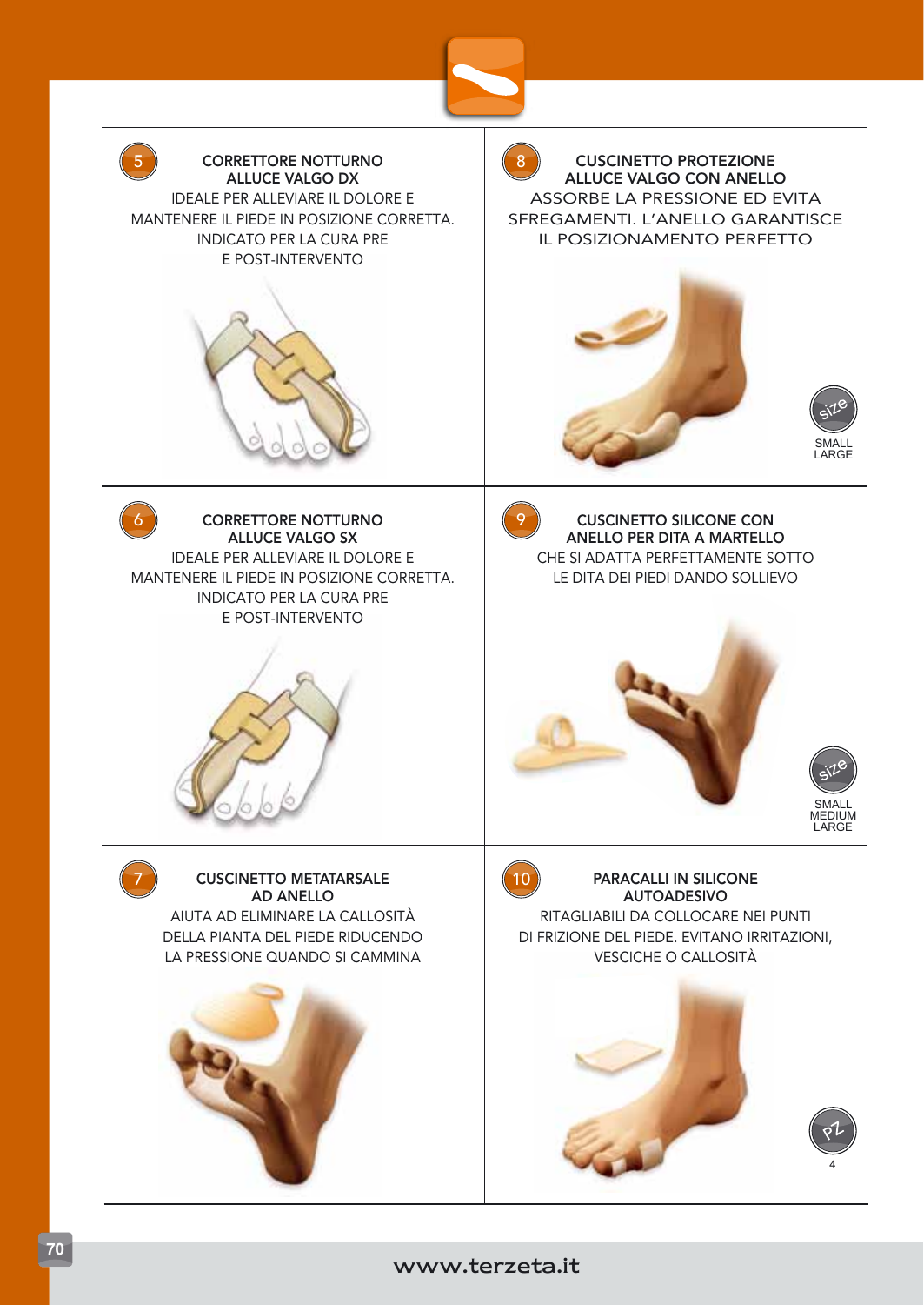## 5 CORRETTORE NOTTURNO ALLUCE VALGO DX

IDEALE PER ALLEVIARE IL DOLORE E MANTENERE IL PIEDE IN POSIZIONE CORRETTA. INDICATO PER LA CURA PRE E POST-INTERVENTO

## 6 CORRETTORE NOTTURNO ALLUCE VALGO SX

IDEALE PER ALLEVIARE IL DOLORE E MANTENERE IL PIEDE IN POSIZIONE CORRETTA. INDICATO PER LA CURA PRE E POST-INTERVENTO

## 7 CUSCINETTO METATARSALE AD ANELLO

AIUTA AD ELIMINARE LA CALLOSITÀ DELLA PIANTA DEL PIEDE RIDUCENDO LA PRESSIONE QUANDO SI CAMMINA

## 8 CUSCINETTO PROTEZIONE ALLUCE VALGO CON ANELLO

ASSORBE LA PRESSIONE ED EVITA SFREGAMENTI. L'ANELLO GARANTISCE IL POSIZIONAMENTO PERFETTO

size: SMALL, LARGE

## 9 CUSCINETTO SILICONE CON ANELLO PER DITA A MARTELLO

CHE SI ADATTA PERFETTAMENTE SOTTO LE DITA DEI PIEDI DANDO SOLLIEVO

size: SMALL, MEDIUM, LARGE

## 10 PARACALLI IN SILICONE AUTOADESIVO

RITAGLIABILI DA COLLOCARE NEI PUNTI DI FRIZIONE DEL PIEDE. EVITANO IRRITAZIONI, VESCICHE O CALLOSITÀ

pz: 4

www.terzeta.it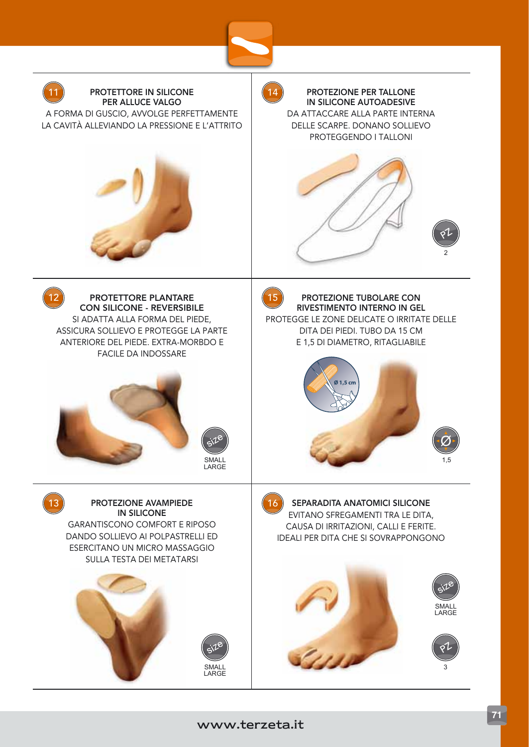## 11 PROTETTORE IN SILICONE PER ALLUCE VALGO

A FORMA DI GUSCIO, AVVOLGE PERFETTAMENTE LA CAVITÀ ALLEVIANDO LA PRESSIONE E L'ATTRITO

## 12 PROTETTORE PLANTARE CON SILICONE - REVERSIBILE

SI ADATTA ALLA FORMA DEL PIEDE, ASSICURA SOLLIEVO E PROTEGGE LA PARTE ANTERIORE DEL PIEDE. EXTRA-MORBDO E FACILE DA INDOSSARE

size: SMALL, LARGE

## 13 PROTEZIONE AVAMPIEDE IN SILICONE

GARANTISCONO COMFORT E RIPOSO DANDO SOLLIEVO AI POLPASTRELLI ED ESERCITANO UN MICRO MASSAGGIO SULLA TESTA DEI METATARSI

size: SMALL, LARGE

## 14 PROTEZIONE PER TALLONE IN SILICONE AUTOADESIVE

DA ATTACCARE ALLA PARTE INTERNA DELLE SCARPE. DONANO SOLLIEVO PROTEGGENDO I TALLONI

PZ: 2

## 15 PROTEZIONE TUBOLARE CON RIVESTIMENTO INTERNO IN GEL

PROTEGGE LE ZONE DELICATE O IRRITATE DELLE DITA DEI PIEDI. TUBO DA 15 CM E 1,5 DI DIAMETRO, RITAGLIABILE

Ø 1,5 cm

Ø: 1,5

## 16 SEPARADITA ANATOMICI SILICONE

EVITANO SFREGAMENTI TRA LE DITA, CAUSA DI IRRITAZIONI, CALLI E FERITE. IDEALI PER DITA CHE SI SOVRAPPONGONO

size: SMALL, LARGE

PZ: 3

www.terzeta.it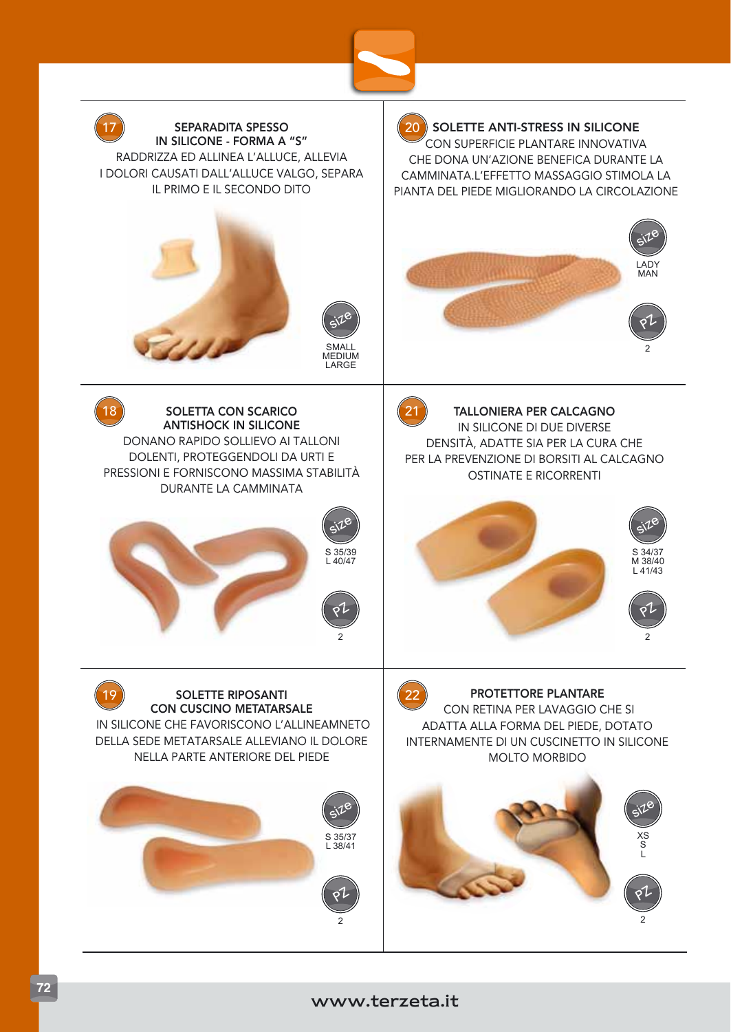## 17 SEPARADITA SPESSO IN SILICONE - FORMA A "S"

RADDRIZZA ED ALLINEA L'ALLUCE, ALLEVIA I DOLORI CAUSATI DALL'ALLUCE VALGO, SEPARA IL PRIMO E IL SECONDO DITO

size: SMALL, MEDIUM, LARGE

## 20 SOLETTE ANTI-STRESS IN SILICONE

CON SUPERFICIE PLANTARE INNOVATIVA CHE DONA UN'AZIONE BENEFICA DURANTE LA CAMMINATA.L'EFFETTO MASSAGGIO STIMOLA LA PIANTA DEL PIEDE MIGLIORANDO LA CIRCOLAZIONE

size: LADY, MAN

pz: 2

## 18 SOLETTA CON SCARICO ANTISHOCK IN SILICONE

DONANO RAPIDO SOLLIEVO AI TALLONI DOLENTI, PROTEGGENDOLI DA URTI E PRESSIONI E FORNISCONO MASSIMA STABILITÀ DURANTE LA CAMMINATA

size: S 35/39, L 40/47

pz: 2

## 21 TALLONIERA PER CALCAGNO

IN SILICONE DI DUE DIVERSE DENSITÀ, ADATTE SIA PER LA CURA CHE PER LA PREVENZIONE DI BORSITI AL CALCAGNO OSTINATE E RICORRENTI

size: S 34/37, M 38/40, L 41/43

pz: 2

## 19 SOLETTE RIPOSANTI CON CUSCINO METATARSALE

IN SILICONE CHE FAVORISCONO L'ALLINEAMNETO DELLA SEDE METATARSALE ALLEVIANO IL DOLORE NELLA PARTE ANTERIORE DEL PIEDE

size: S 35/37, L 38/41

pz: 2

## 22 PROTETTORE PLANTARE

CON RETINA PER LAVAGGIO CHE SI ADATTA ALLA FORMA DEL PIEDE, DOTATO INTERNAMENTE DI UN CUSCINETTO IN SILICONE MOLTO MORBIDO

size: XS, S, L

pz: 2

www.terzeta.it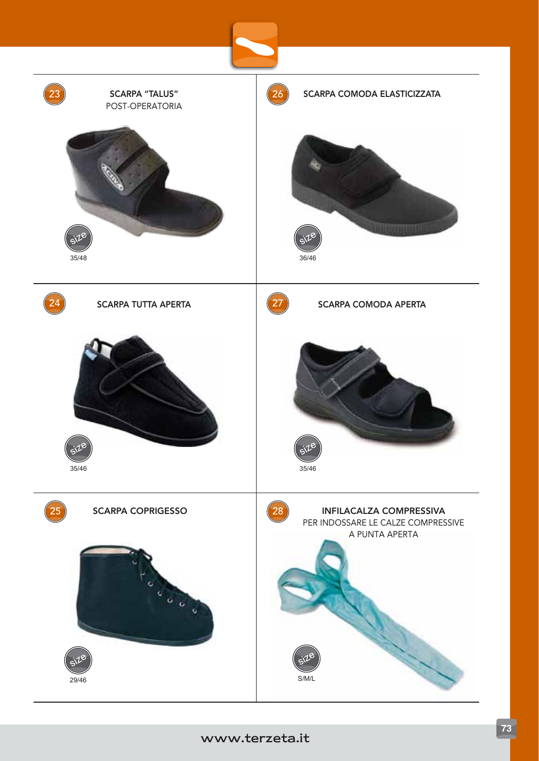## 23 SCARPA "TALUS"

POST-OPERATORIA

size 35/48

## 24 SCARPA TUTTA APERTA

size 35/46

## 25 SCARPA COPRIGESSO

size 29/46

## 26 SCARPA COMODA ELASTICIZZATA

size 36/46

## 27 SCARPA COMODA APERTA

size 35/46

## 28 INFILACALZA COMPRESSIVA

PER INDOSSARE LE CALZE COMPRESSIVE A PUNTA APERTA

size S/M/L

www.terzeta.it